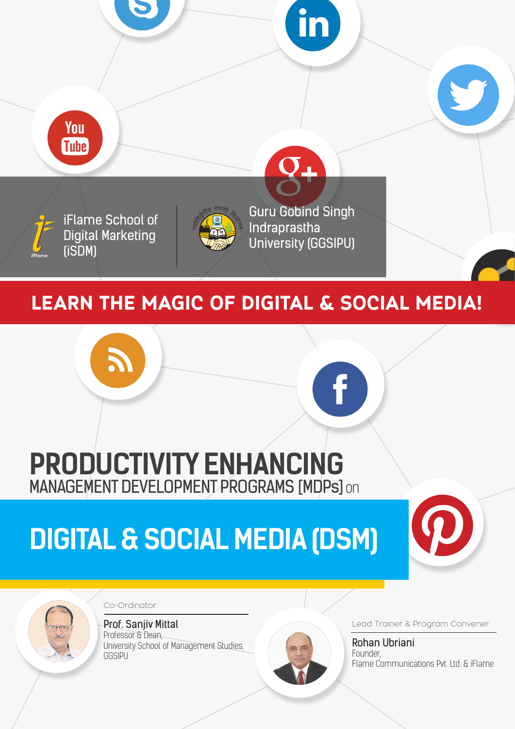iFlame School of Digital Marketing (iSDM)

Guru Gobind Singh Indraprastha University (GGSIPU)

## LEARN THE MAGIC OF DIGITAL & SOCIAL MEDIA!

# PRODUCTIVITY ENHANCING

MANAGEMENT DEVELOPMENT PROGRAMS [MDPs] on

# DIGITAL & SOCIAL MEDIA (DSM)

Co-Ordinator

**Prof. Sanjiv Mittal**
Professor & Dean,
University School of Management Studies,
GGSIPU

Lead Trainer & Program Convener

**Rohan Ubriani**
Founder,
Flame Communications Pvt. Ltd. & iFlame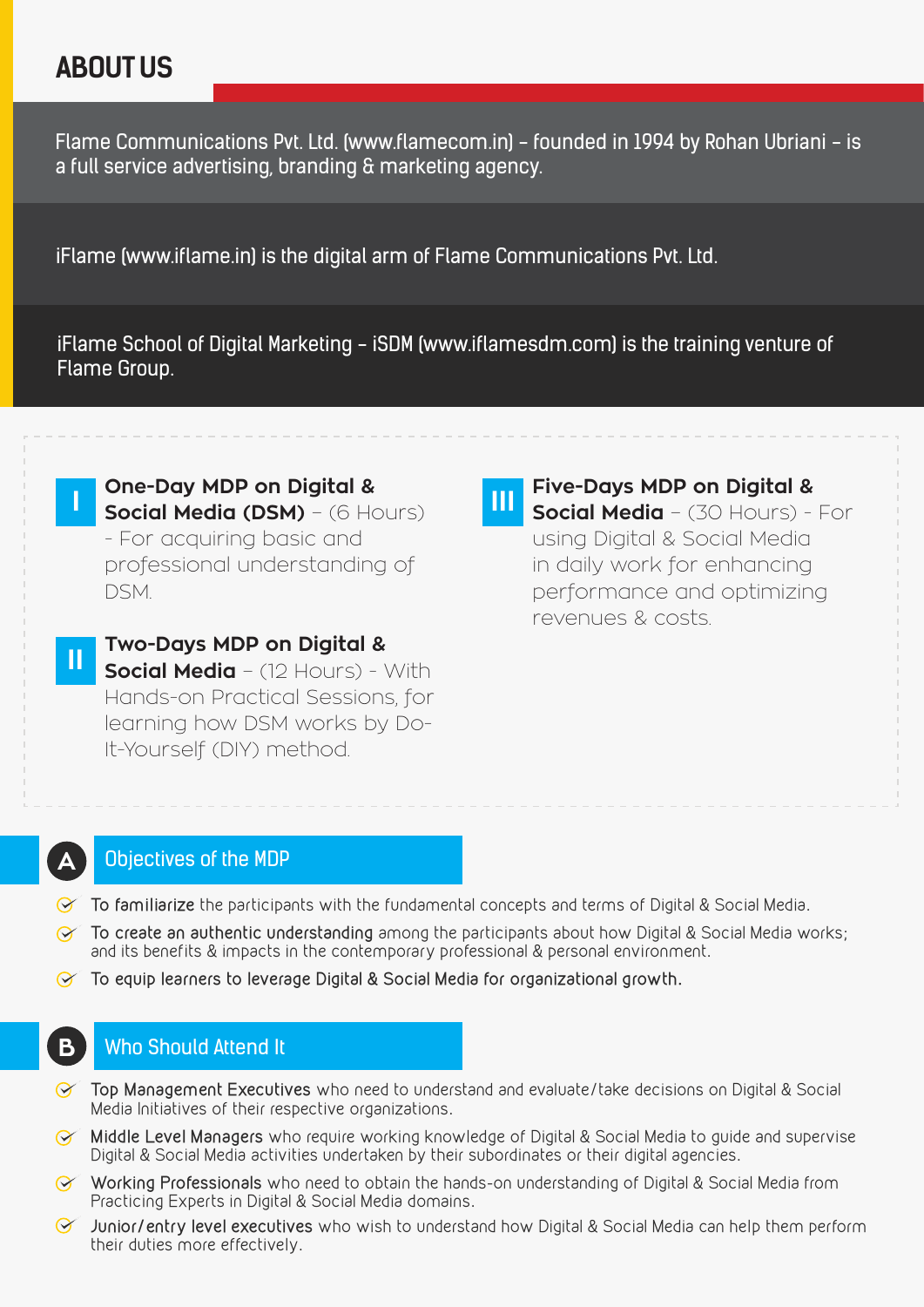# ABOUT US

Flame Communications Pvt. Ltd. (www.flamecom.in) – founded in 1994 by Rohan Ubriani – is a full service advertising, branding & marketing agency.

iFlame (www.iflame.in) is the digital arm of Flame Communications Pvt. Ltd.

iFlame School of Digital Marketing – iSDM (www.iflamesdm.com) is the training venture of Flame Group.

**I** **One-Day MDP on Digital & Social Media (DSM)** – (6 Hours) - For acquiring basic and professional understanding of DSM.

**II** **Two-Days MDP on Digital & Social Media** – (12 Hours) - With Hands-on Practical Sessions, for learning how DSM works by Do-It-Yourself (DIY) method.

**III** **Five-Days MDP on Digital & Social Media** – (30 Hours) - For using Digital & Social Media in daily work for enhancing performance and optimizing revenues & costs.

## A Objectives of the MDP

- To familiarize the participants with the fundamental concepts and terms of Digital & Social Media.
- To create an authentic understanding among the participants about how Digital & Social Media works; and its benefits & impacts in the contemporary professional & personal environment.
- To equip learners to leverage Digital & Social Media for organizational growth.

## B Who Should Attend It

- Top Management Executives who need to understand and evaluate/take decisions on Digital & Social Media Initiatives of their respective organizations.
- Middle Level Managers who require working knowledge of Digital & Social Media to guide and supervise Digital & Social Media activities undertaken by their subordinates or their digital agencies.
- Working Professionals who need to obtain the hands-on understanding of Digital & Social Media from Practicing Experts in Digital & Social Media domains.
- Junior/entry level executives who wish to understand how Digital & Social Media can help them perform their duties more effectively.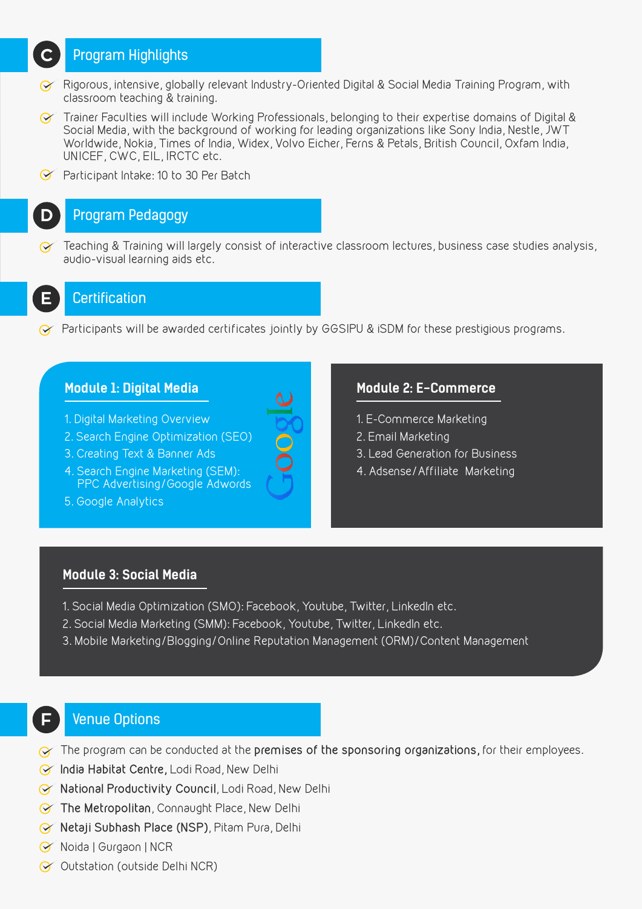## C Program Highlights

- Rigorous, intensive, globally relevant Industry-Oriented Digital & Social Media Training Program, with classroom teaching & training.
- Trainer Faculties will include Working Professionals, belonging to their expertise domains of Digital & Social Media, with the background of working for leading organizations like Sony India, Nestle, JWT Worldwide, Nokia, Times of India, Widex, Volvo Eicher, Ferns & Petals, British Council, Oxfam India, UNICEF, CWC, EIL, IRCTC etc.
- Participant Intake: 10 to 30 Per Batch

## D Program Pedagogy

- Teaching & Training will largely consist of interactive classroom lectures, business case studies analysis, audio-visual learning aids etc.

## E Certification

- Participants will be awarded certificates jointly by GGSIPU & iSDM for these prestigious programs.

### Module 1: Digital Media

1. Digital Marketing Overview
2. Search Engine Optimization (SEO)
3. Creating Text & Banner Ads
4. Search Engine Marketing (SEM): PPC Advertising/Google Adwords
5. Google Analytics

Google

### Module 2: E-Commerce

1. E-Commerce Marketing
2. Email Marketing
3. Lead Generation for Business
4. Adsense/Affiliate Marketing

### Module 3: Social Media

1. Social Media Optimization (SMO): Facebook, Youtube, Twitter, LinkedIn etc.
2. Social Media Marketing (SMM): Facebook, Youtube, Twitter, LinkedIn etc.
3. Mobile Marketing/Blogging/Online Reputation Management (ORM)/Content Management

## F Venue Options

- The program can be conducted at the **premises of the sponsoring organizations,** for their employees.
- **India Habitat Centre,** Lodi Road, New Delhi
- **National Productivity Council**, Lodi Road, New Delhi
- **The Metropolitan**, Connaught Place, New Delhi
- **Netaji Subhash Place (NSP)**, Pitam Pura, Delhi
- Noida | Gurgaon | NCR
- Outstation (outside Delhi NCR)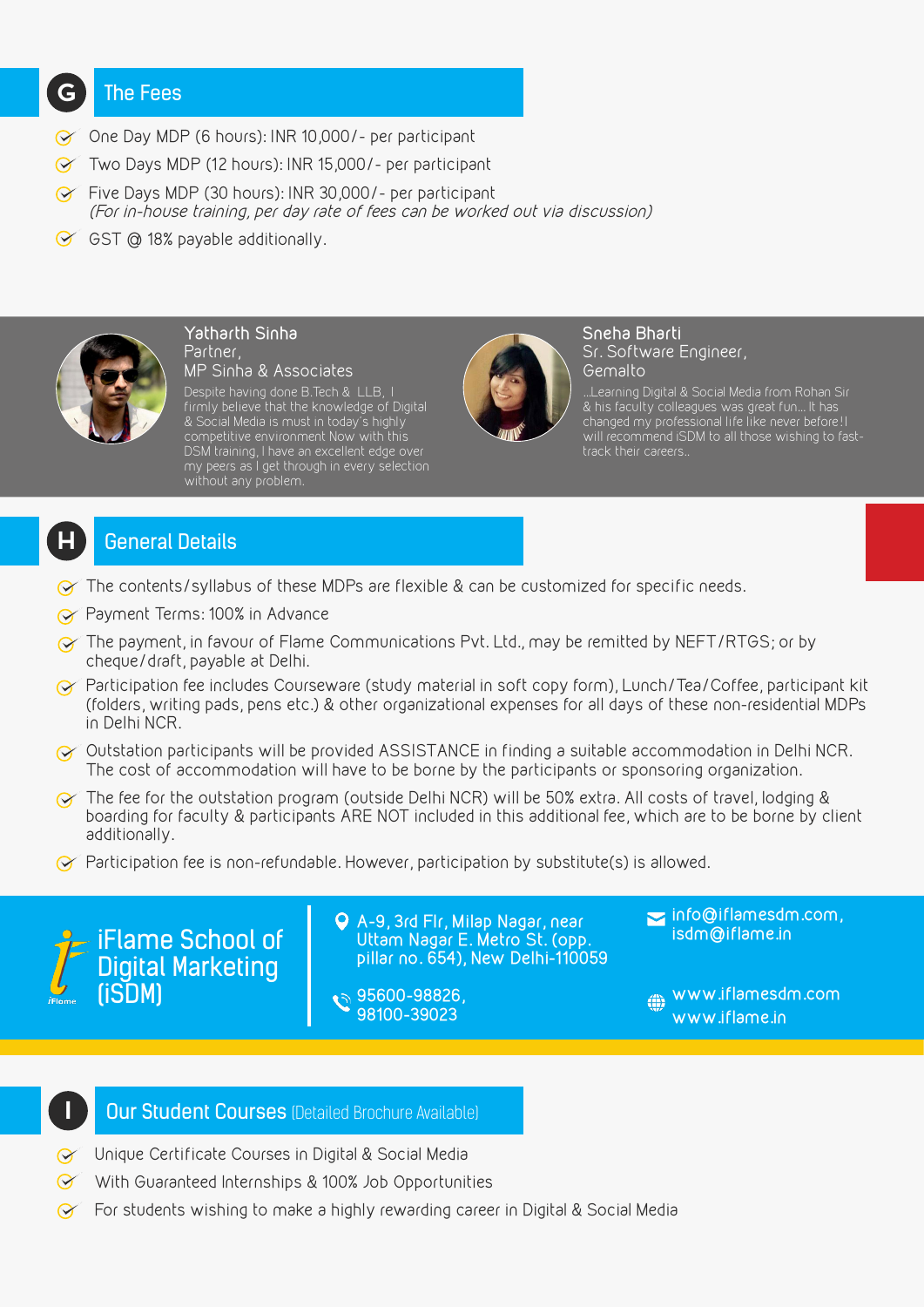## G The Fees

- One Day MDP (6 hours): INR 10,000/- per participant
- Two Days MDP (12 hours): INR 15,000/- per participant
- Five Days MDP (30 hours): INR 30,000/- per participant
  *(For in-house training, per day rate of fees can be worked out via discussion)*
- GST @ 18% payable additionally.

**Yatharth Sinha**
Partner,
MP Sinha & Associates

Despite having done B.Tech & LLB, I firmly believe that the knowledge of Digital & Social Media is must in today's highly competitive environment Now with this DSM training, I have an excellent edge over my peers as I get through in every selection without any problem.

**Sneha Bharti**
Sr. Software Engineer,
Gemalto

...Learning Digital & Social Media from Rohan Sir & his faculty colleagues was great fun... It has changed my professional life like never before!I will recommend iSDM to all those wishing to fast-track their careers..

## H General Details

- The contents/syllabus of these MDPs are flexible & can be customized for specific needs.
- Payment Terms: 100% in Advance
- The payment, in favour of Flame Communications Pvt. Ltd., may be remitted by NEFT/RTGS; or by cheque/draft, payable at Delhi.
- Participation fee includes Courseware (study material in soft copy form), Lunch/Tea/Coffee, participant kit (folders, writing pads, pens etc.) & other organizational expenses for all days of these non-residential MDPs in Delhi NCR.
- Outstation participants will be provided ASSISTANCE in finding a suitable accommodation in Delhi NCR. The cost of accommodation will have to be borne by the participants or sponsoring organization.
- The fee for the outstation program (outside Delhi NCR) will be 50% extra. All costs of travel, lodging & boarding for faculty & participants ARE NOT included in this additional fee, which are to be borne by client additionally.
- Participation fee is non-refundable. However, participation by substitute(s) is allowed.

**iFlame School of Digital Marketing (iSDM)**

A-9, 3rd Flr, Milap Nagar, near Uttam Nagar E. Metro St. (opp. pillar no. 654), New Delhi-110059

95600-98826, 98100-39023

info@iflamesdm.com, isdm@iflame.in

www.iflamesdm.com
www.iflame.in

## I Our Student Courses (Detailed Brochure Available)

- Unique Certificate Courses in Digital & Social Media
- With Guaranteed Internships & 100% Job Opportunities
- For students wishing to make a highly rewarding career in Digital & Social Media